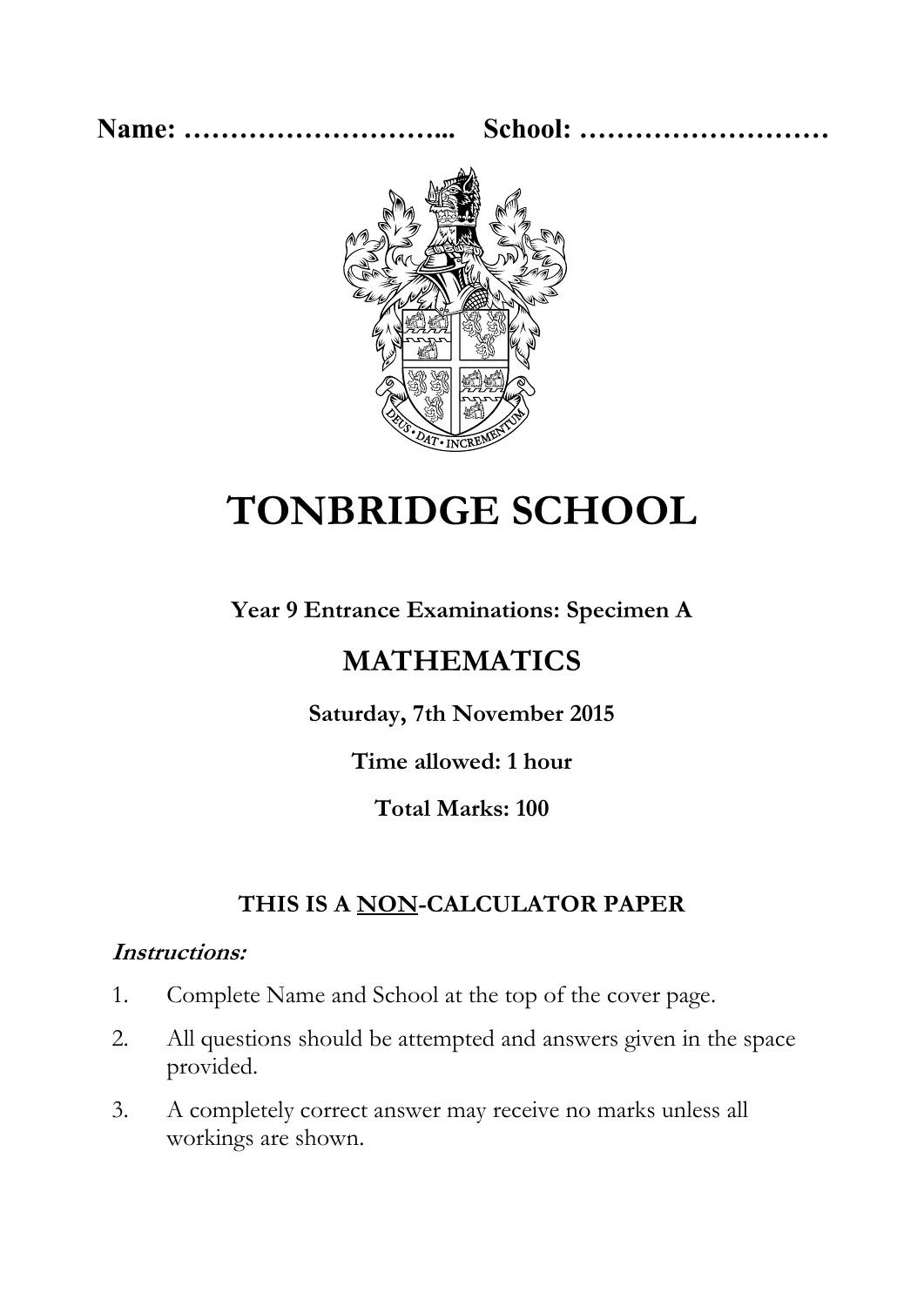**Name: ………………………... School: ………………………**

# TONBRIDGE SCHOOL

**Year 9 Entrance Examinations: Specimen A**

## MATHEMATICS

**Saturday, 7th November 2015**

**Time allowed: 1 hour**

**Total Marks: 100**

**THIS IS A NON-CALCULATOR PAPER**

***Instructions:***

1. Complete Name and School at the top of the cover page.
2. All questions should be attempted and answers given in the space provided.
3. A completely correct answer may receive no marks unless all workings are shown.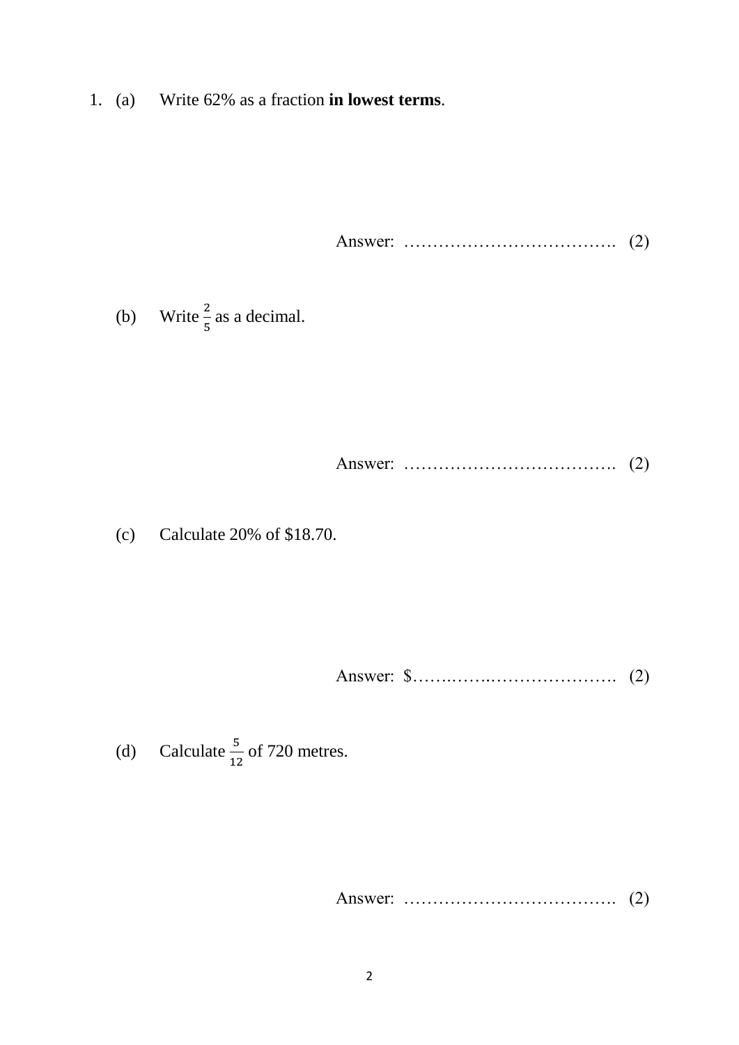1. (a) Write 62% as a fraction **in lowest terms**.

Answer: ………………………………. (2)

(b) Write $\frac{2}{5}$ as a decimal.

Answer: ………………………………. (2)

(c) Calculate 20% of $18.70.

Answer: $………………………………. (2)

(d) Calculate $\frac{5}{12}$ of 720 metres.

Answer: ………………………………. (2)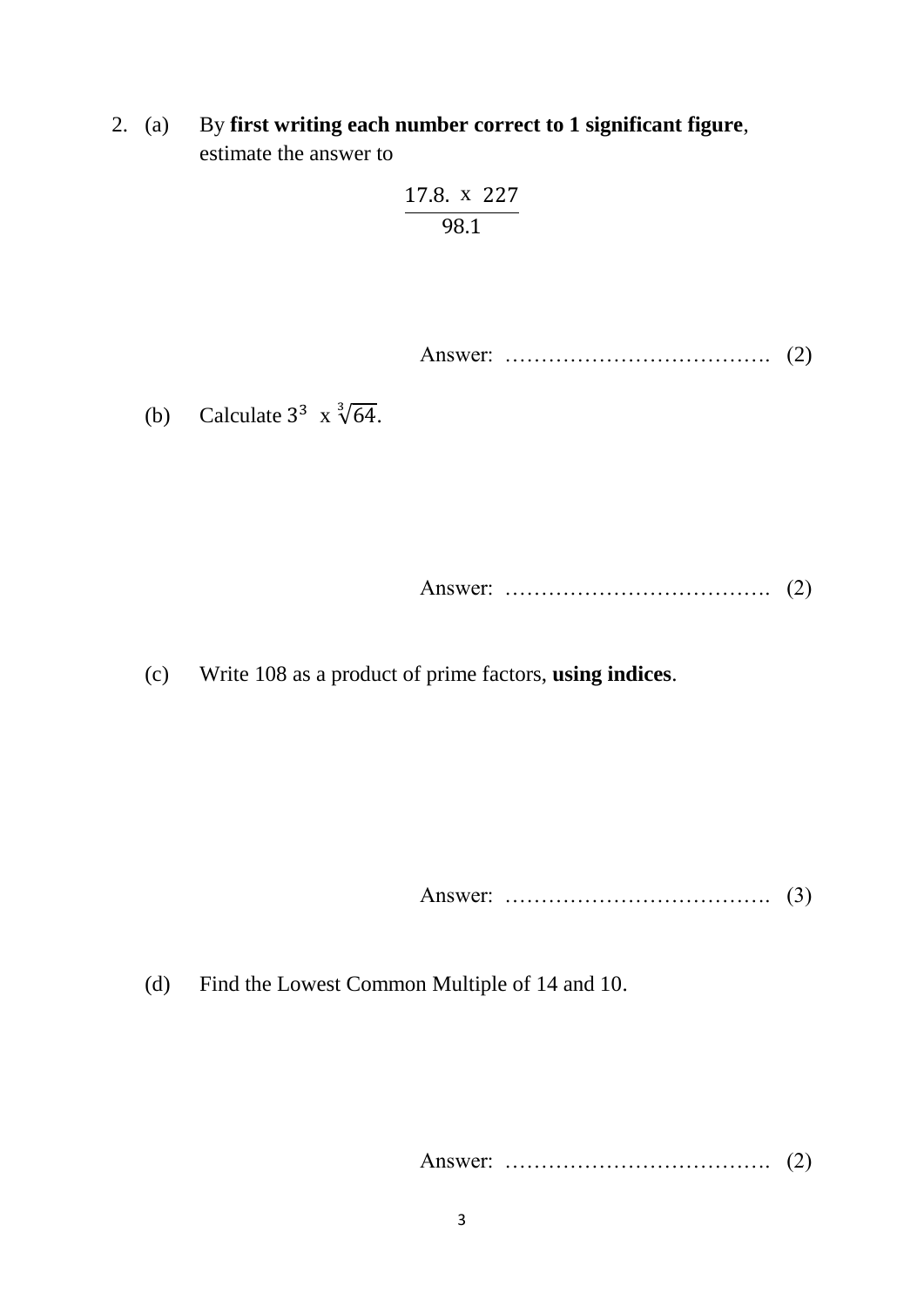2. (a) By **first writing each number correct to 1 significant figure**, estimate the answer to

$$\frac{17.8. \times 227}{98.1}$$

Answer: ………………………………. (2)

(b) Calculate $3^3 \times \sqrt[3]{64}$.

Answer: ………………………………. (2)

(c) Write 108 as a product of prime factors, **using indices**.

Answer: ………………………………. (3)

(d) Find the Lowest Common Multiple of 14 and 10.

Answer: ………………………………. (2)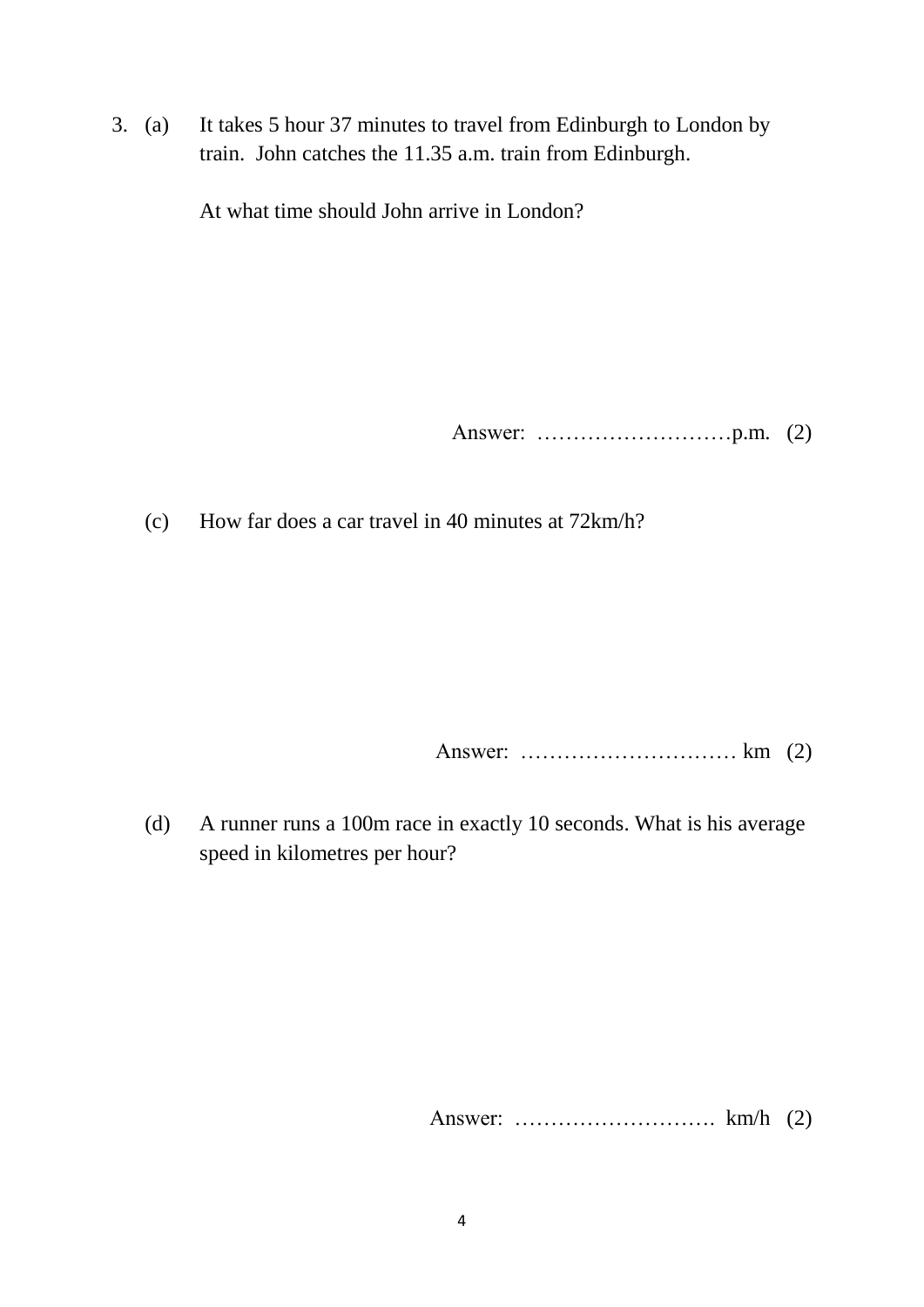3. (a) It takes 5 hour 37 minutes to travel from Edinburgh to London by train. John catches the 11.35 a.m. train from Edinburgh.

   At what time should John arrive in London?

   Answer: ………………………p.m. (2)

(c) How far does a car travel in 40 minutes at 72km/h?

   Answer: ………………………… km (2)

(d) A runner runs a 100m race in exactly 10 seconds. What is his average speed in kilometres per hour?

   Answer: ………………………. km/h (2)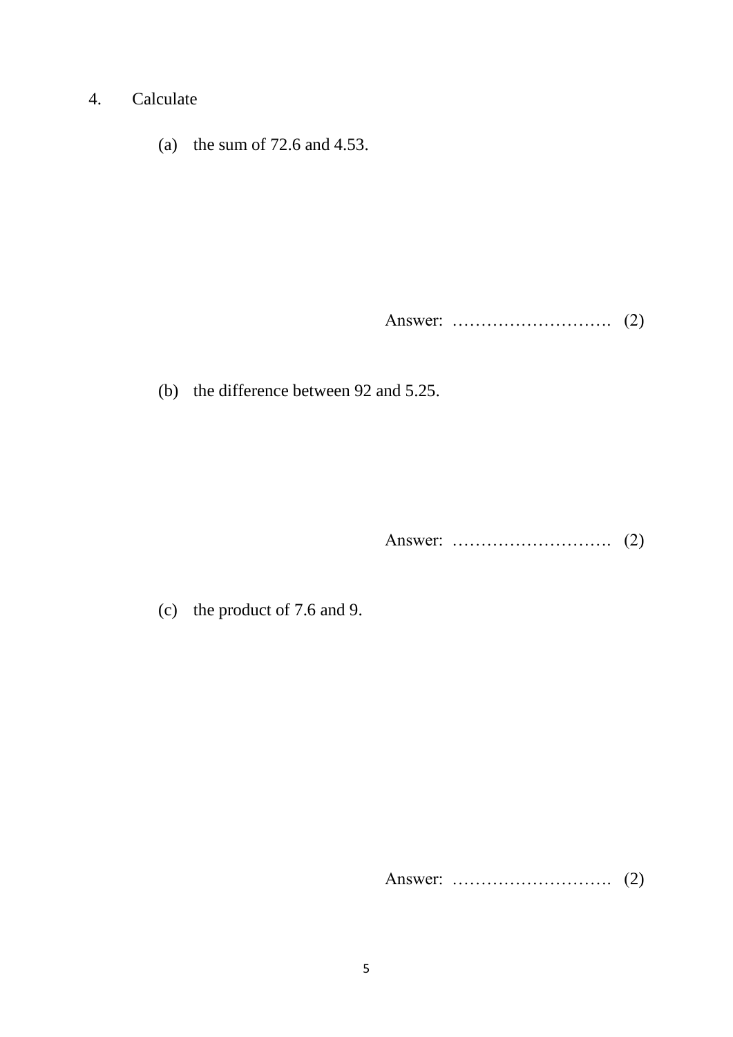4. Calculate

(a) the sum of 72.6 and 4.53.

Answer: ………………………. (2)

(b) the difference between 92 and 5.25.

Answer: ………………………. (2)

(c) the product of 7.6 and 9.

Answer: ………………………. (2)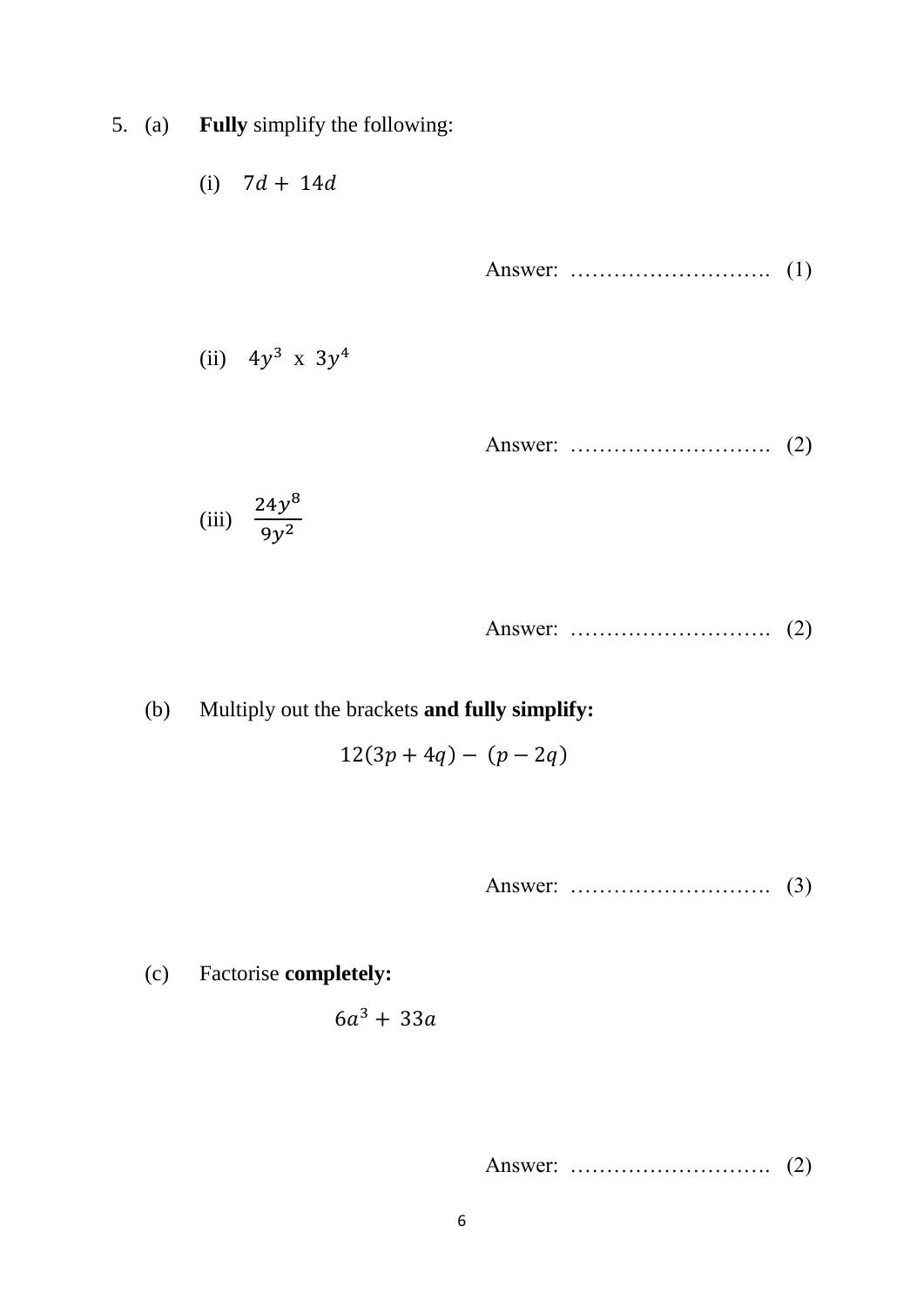5. (a) **Fully** simplify the following:

(i) $7d + 14d$

Answer: ………………………. (1)

(ii) $4y^3$ x $3y^4$

Answer: ………………………. (2)

(iii) $\frac{24y^8}{9y^2}$

Answer: ………………………. (2)

(b) Multiply out the brackets **and fully simplify:**

$$12(3p + 4q) - (p - 2q)$$

Answer: ………………………. (3)

(c) Factorise **completely:**

$$6a^3 + 33a$$

Answer: ………………………. (2)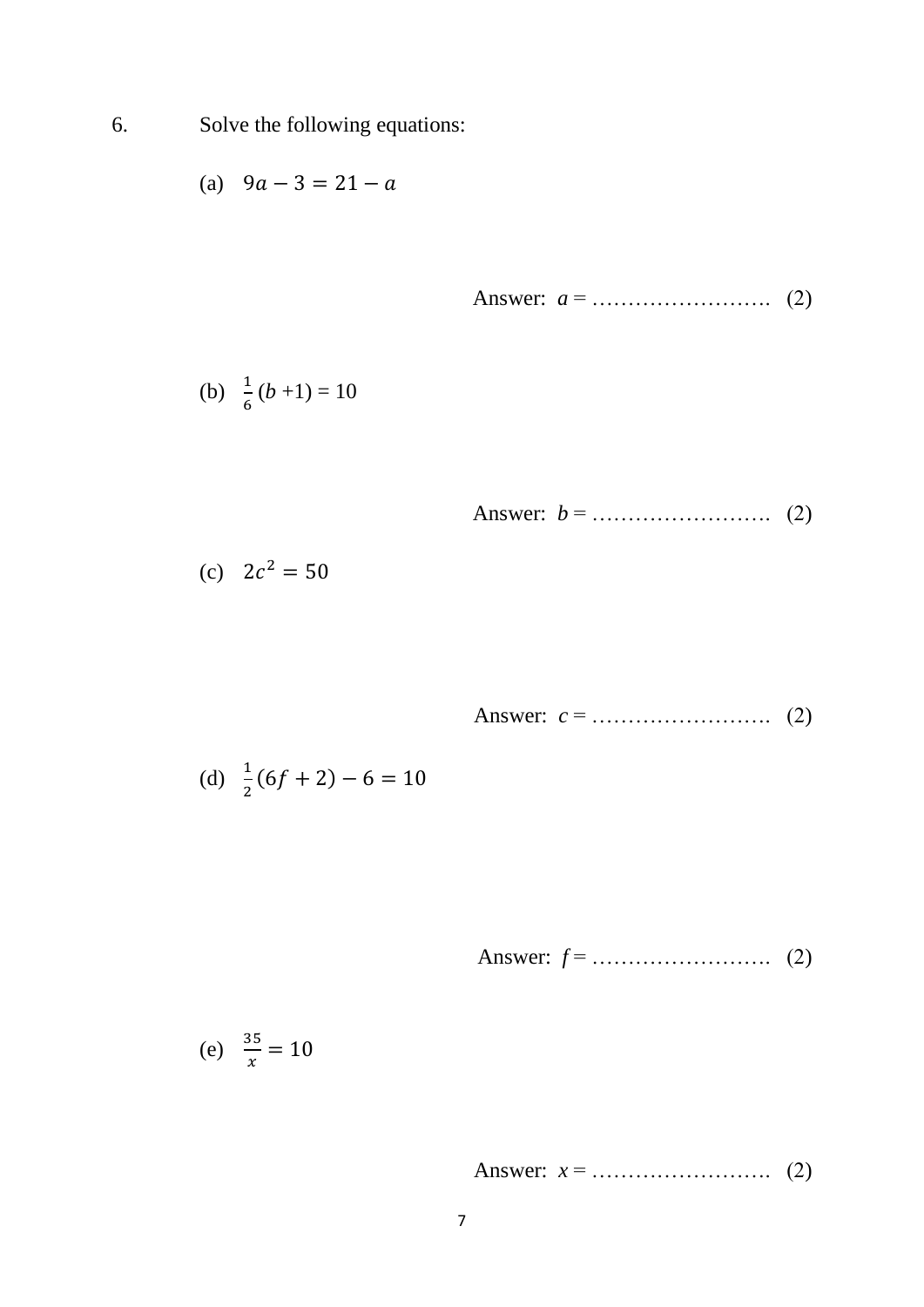6. Solve the following equations:

(a) $9a - 3 = 21 - a$

Answer: $a$ = ……………………. (2)

(b) $\frac{1}{6}(b + 1) = 10$

Answer: $b$ = ……………………. (2)

(c) $2c^2 = 50$

Answer: $c$ = ……………………. (2)

(d) $\frac{1}{2}(6f + 2) - 6 = 10$

Answer: $f$ = ……………………. (2)

(e) $\frac{35}{x} = 10$

Answer: $x$ = ……………………. (2)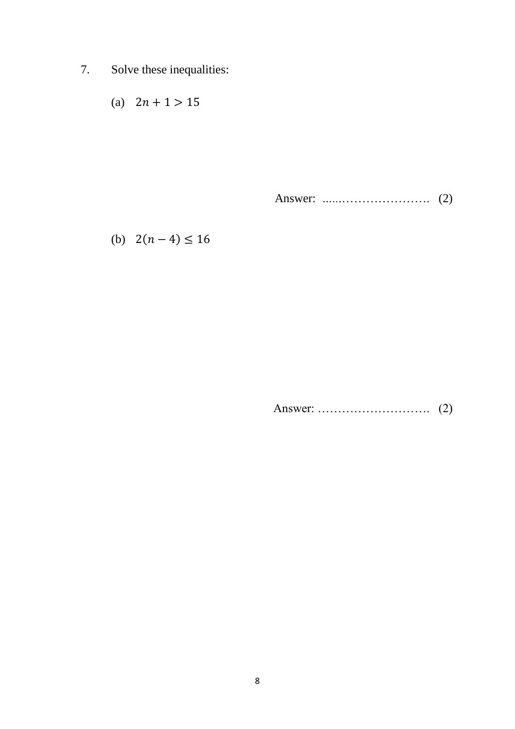7. Solve these inequalities:

(a) $2n + 1 > 15$

Answer: ......…………………. (2)

(b) $2(n - 4) \leq 16$

Answer: ………………………. (2)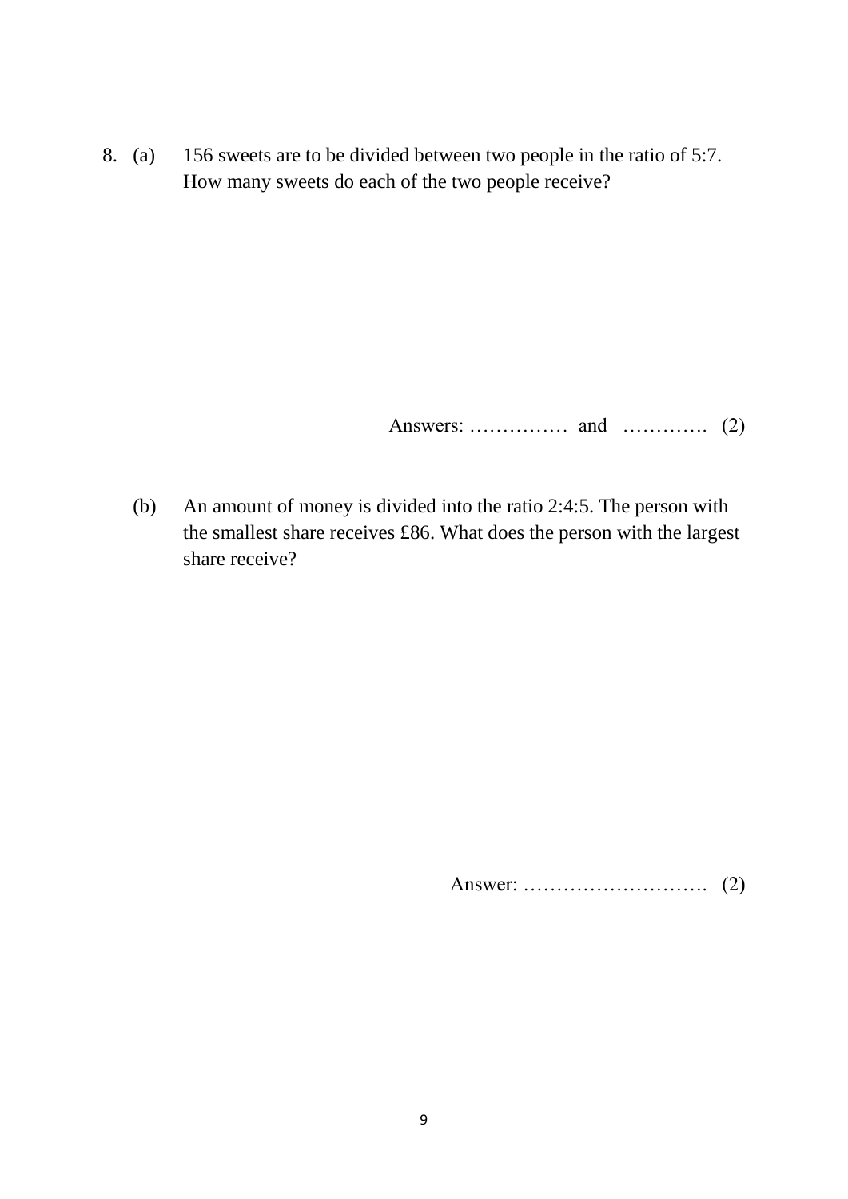8. (a) 156 sweets are to be divided between two people in the ratio of 5:7. How many sweets do each of the two people receive?

Answers: …………… and …………. (2)

(b) An amount of money is divided into the ratio 2:4:5. The person with the smallest share receives £86. What does the person with the largest share receive?

Answer: ………………………. (2)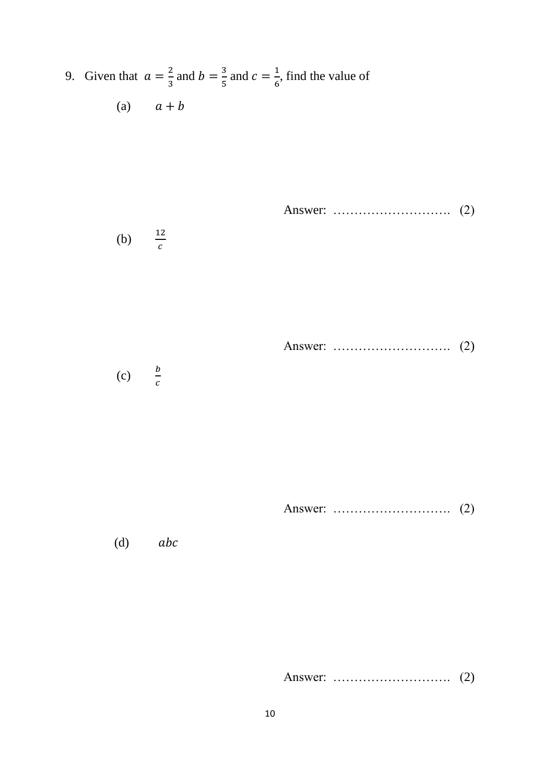9. Given that $a = \frac{2}{3}$ and $b = \frac{3}{5}$ and $c = \frac{1}{6}$, find the value of

(a) $a + b$

Answer: ………………………. (2)

(b) $\frac{12}{c}$

Answer: ………………………. (2)

(c) $\frac{b}{c}$

Answer: ………………………. (2)

(d) $abc$

Answer: ………………………. (2)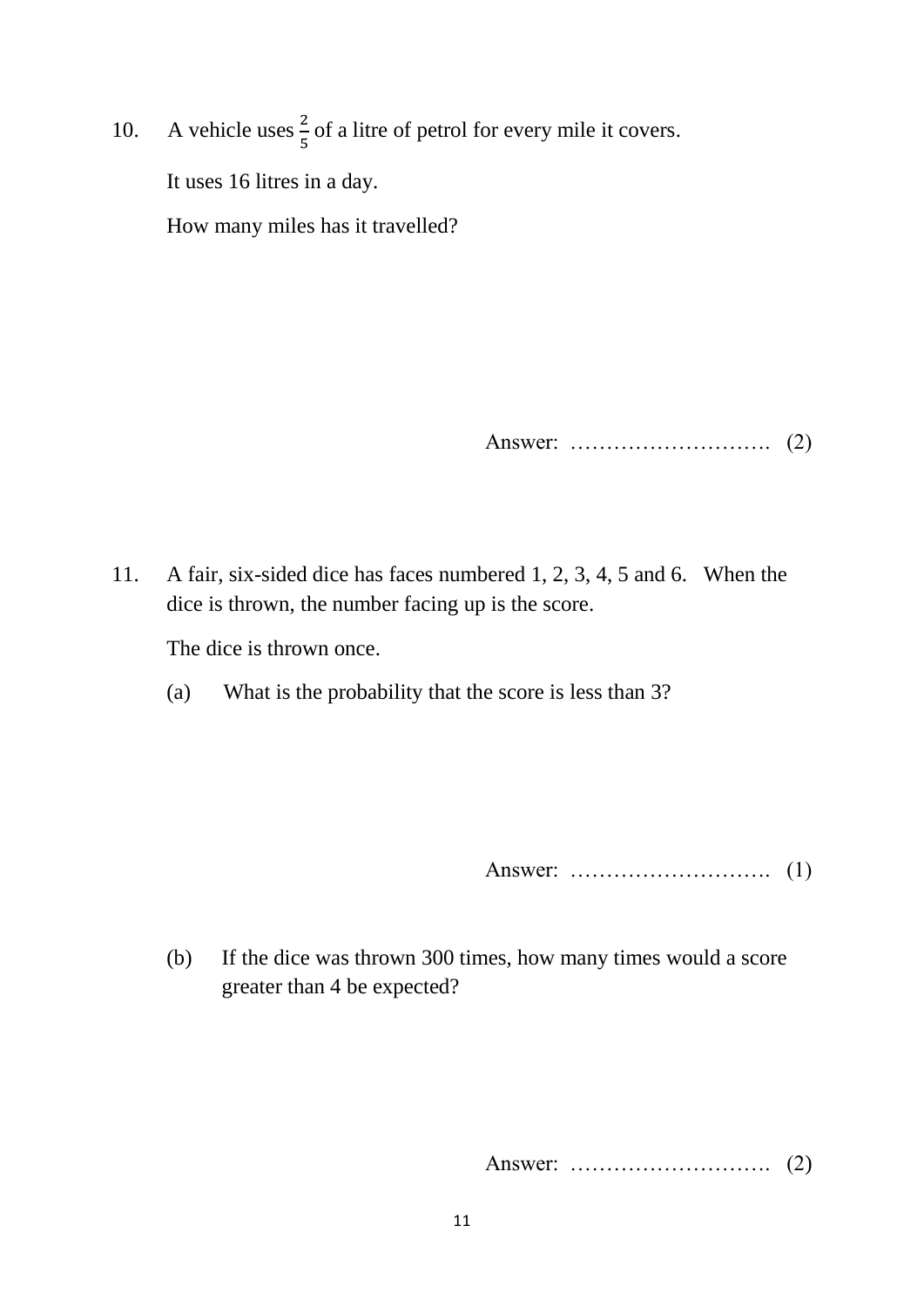10. A vehicle uses $\frac{2}{5}$ of a litre of petrol for every mile it covers.

It uses 16 litres in a day.

How many miles has it travelled?

Answer: ………………………. (2)

11. A fair, six-sided dice has faces numbered 1, 2, 3, 4, 5 and 6. When the dice is thrown, the number facing up is the score.

The dice is thrown once.

(a) What is the probability that the score is less than 3?

Answer: ………………………. (1)

(b) If the dice was thrown 300 times, how many times would a score greater than 4 be expected?

Answer: ………………………. (2)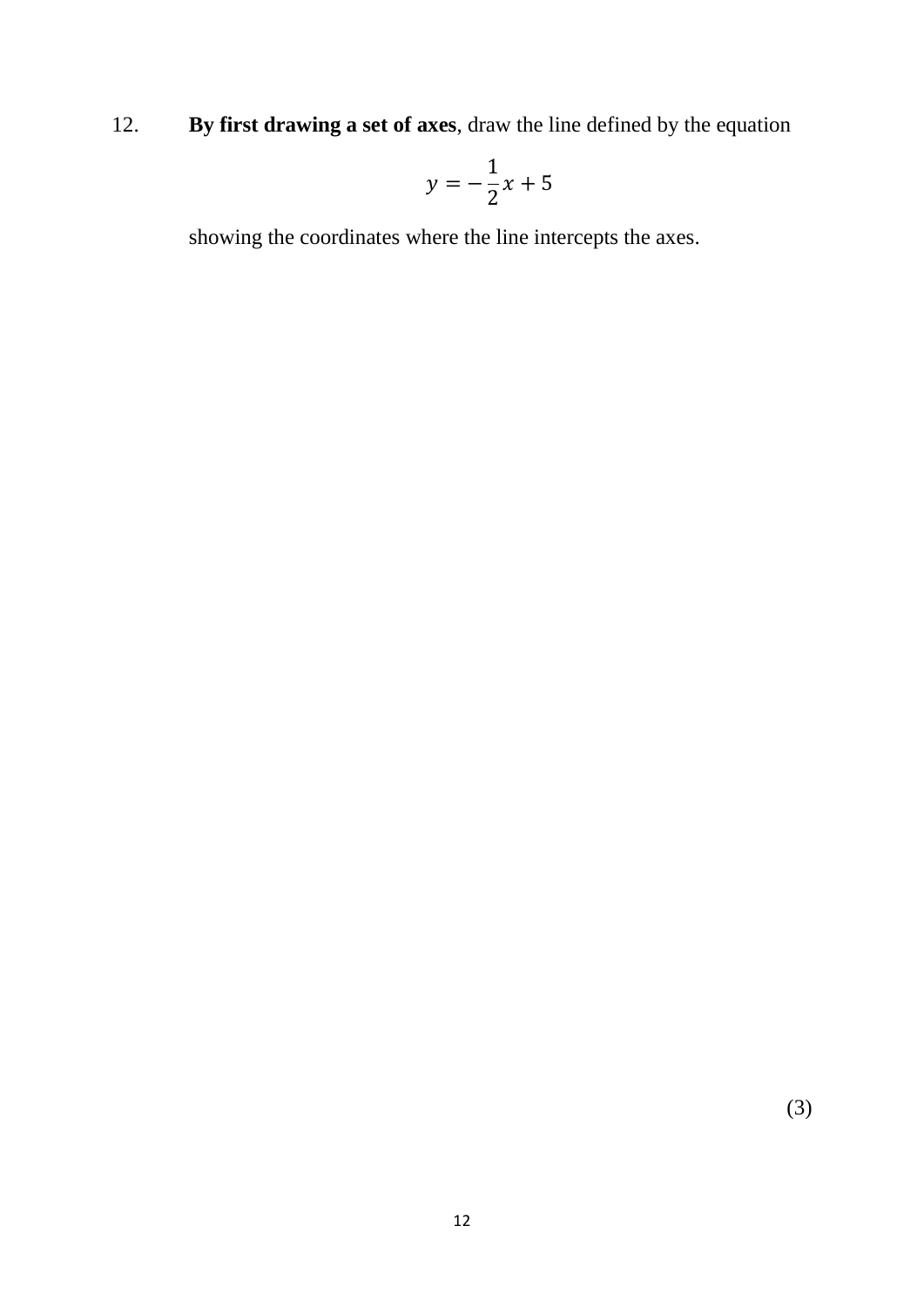12. **By first drawing a set of axes**, draw the line defined by the equation

$$y = -\frac{1}{2}x + 5$$

showing the coordinates where the line intercepts the axes.

(3)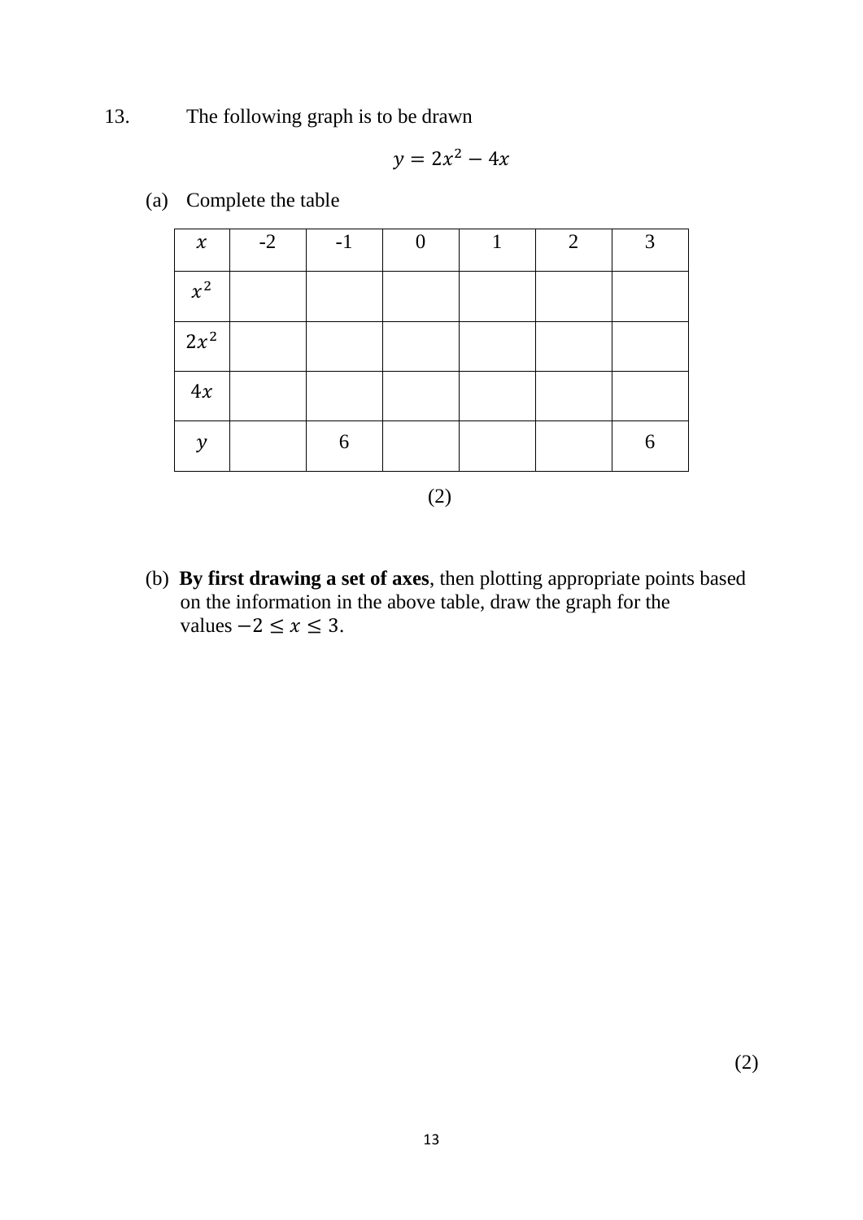13. The following graph is to be drawn

$$y = 2x^2 - 4x$$

(a) Complete the table

| $x$ | -2 | -1 | 0 | 1 | 2 | 3 |
|---|---|---|---|---|---|---|
| $x^2$ | | | | | | |
| $2x^2$ | | | | | | |
| $4x$ | | | | | | |
| $y$ | | 6 | | | | 6 |

(2)

(b) **By first drawing a set of axes**, then plotting appropriate points based on the information in the above table, draw the graph for the values $-2 \leq x \leq 3$.

(2)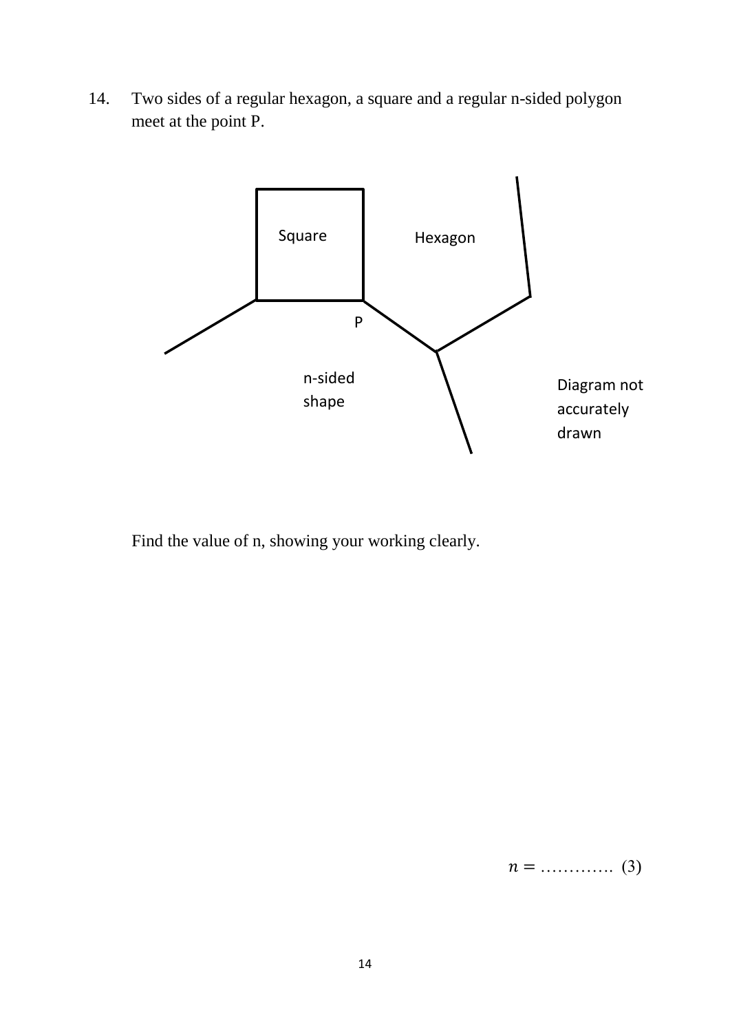14. Two sides of a regular hexagon, a square and a regular n-sided polygon meet at the point P.

Square

Hexagon

P

n-sided shape

Diagram not accurately drawn

Find the value of n, showing your working clearly.

$n =$ …………. (3)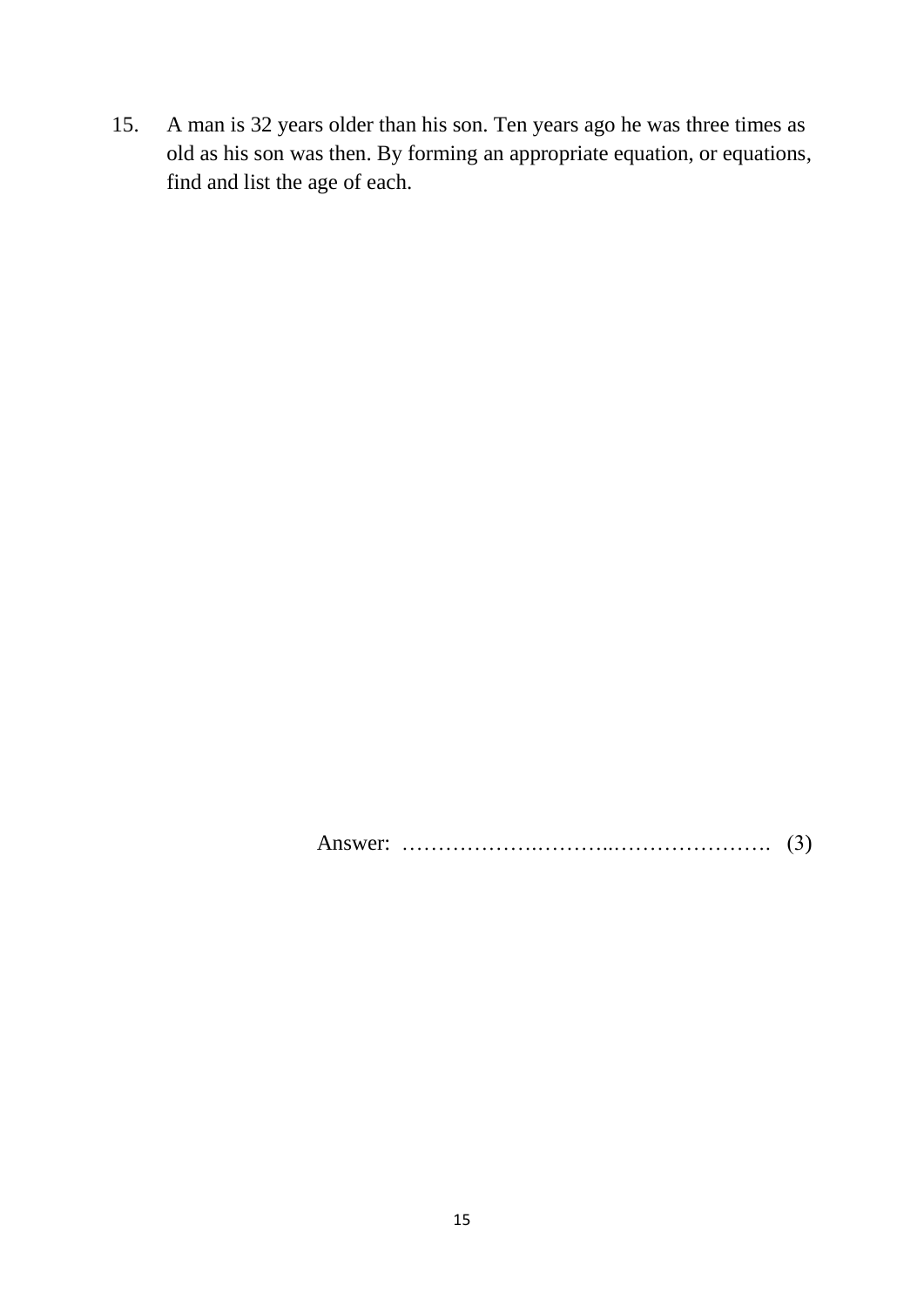15. A man is 32 years older than his son. Ten years ago he was three times as old as his son was then. By forming an appropriate equation, or equations, find and list the age of each.

Answer: ……………….………..…………………. (3)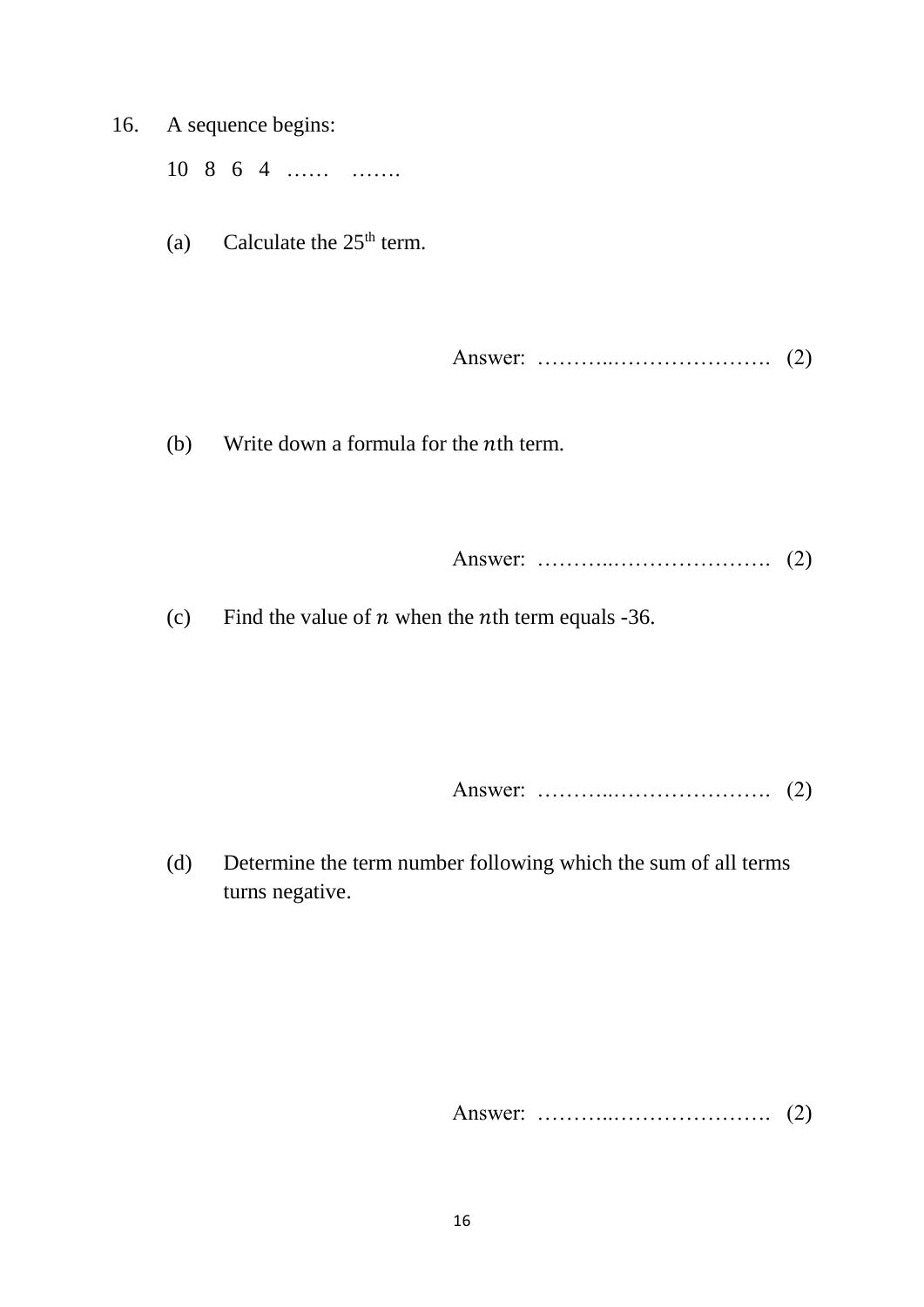16. A sequence begins:

    10 8 6 4 …… …….

    (a) Calculate the 25th term.

    Answer: ………..…………………. (2)

    (b) Write down a formula for the $n$th term.

    Answer: ………..…………………. (2)

    (c) Find the value of $n$ when the $n$th term equals -36.

    Answer: ………..…………………. (2)

    (d) Determine the term number following which the sum of all terms turns negative.

    Answer: ………..…………………. (2)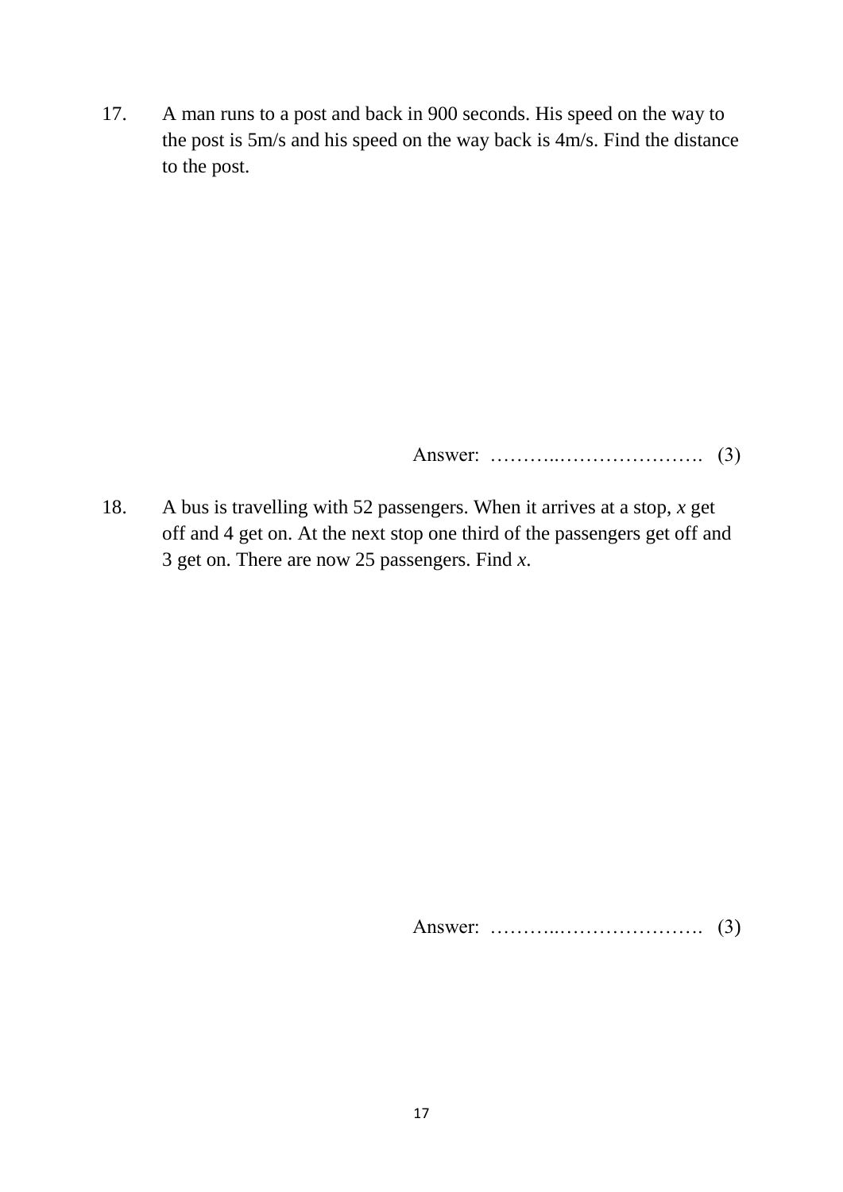17. A man runs to a post and back in 900 seconds. His speed on the way to the post is 5m/s and his speed on the way back is 4m/s. Find the distance to the post.

Answer: ………..…………………. (3)

18. A bus is travelling with 52 passengers. When it arrives at a stop, $x$ get off and 4 get on. At the next stop one third of the passengers get off and 3 get on. There are now 25 passengers. Find $x$.

Answer: ………..…………………. (3)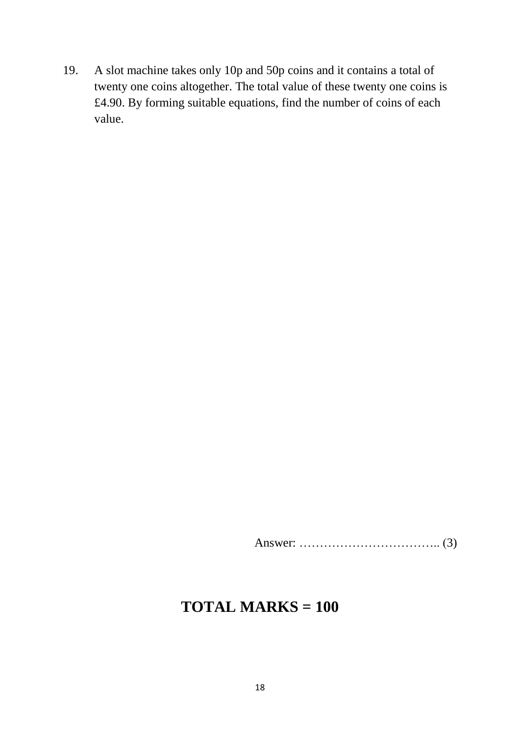19. A slot machine takes only 10p and 50p coins and it contains a total of twenty one coins altogether. The total value of these twenty one coins is £4.90. By forming suitable equations, find the number of coins of each value.

Answer: …………………………….. (3)

## TOTAL MARKS = 100